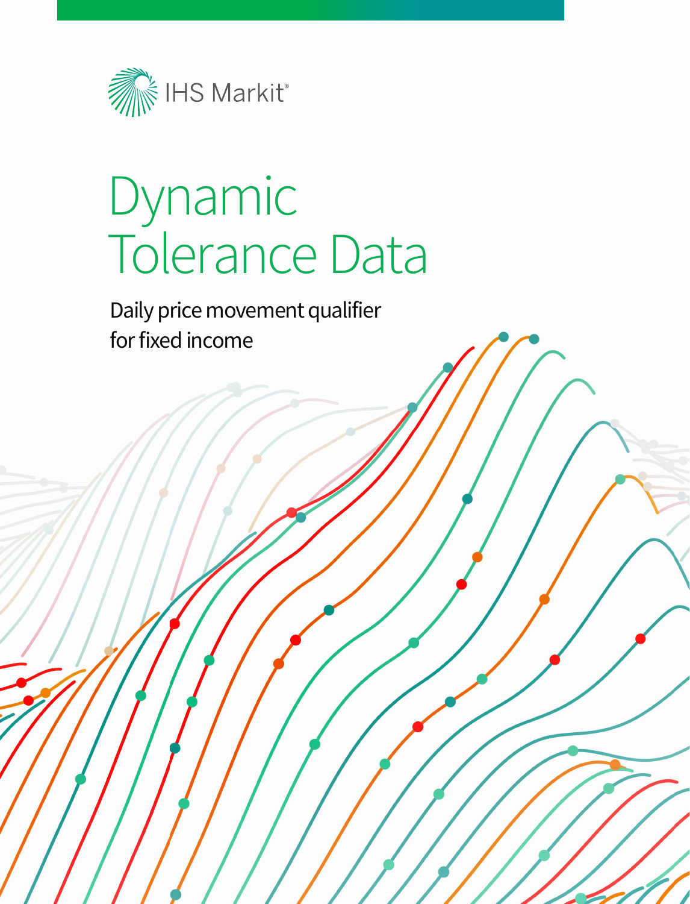IHS Markit®

# Dynamic Tolerance Data

Daily price movement qualifier for fixed income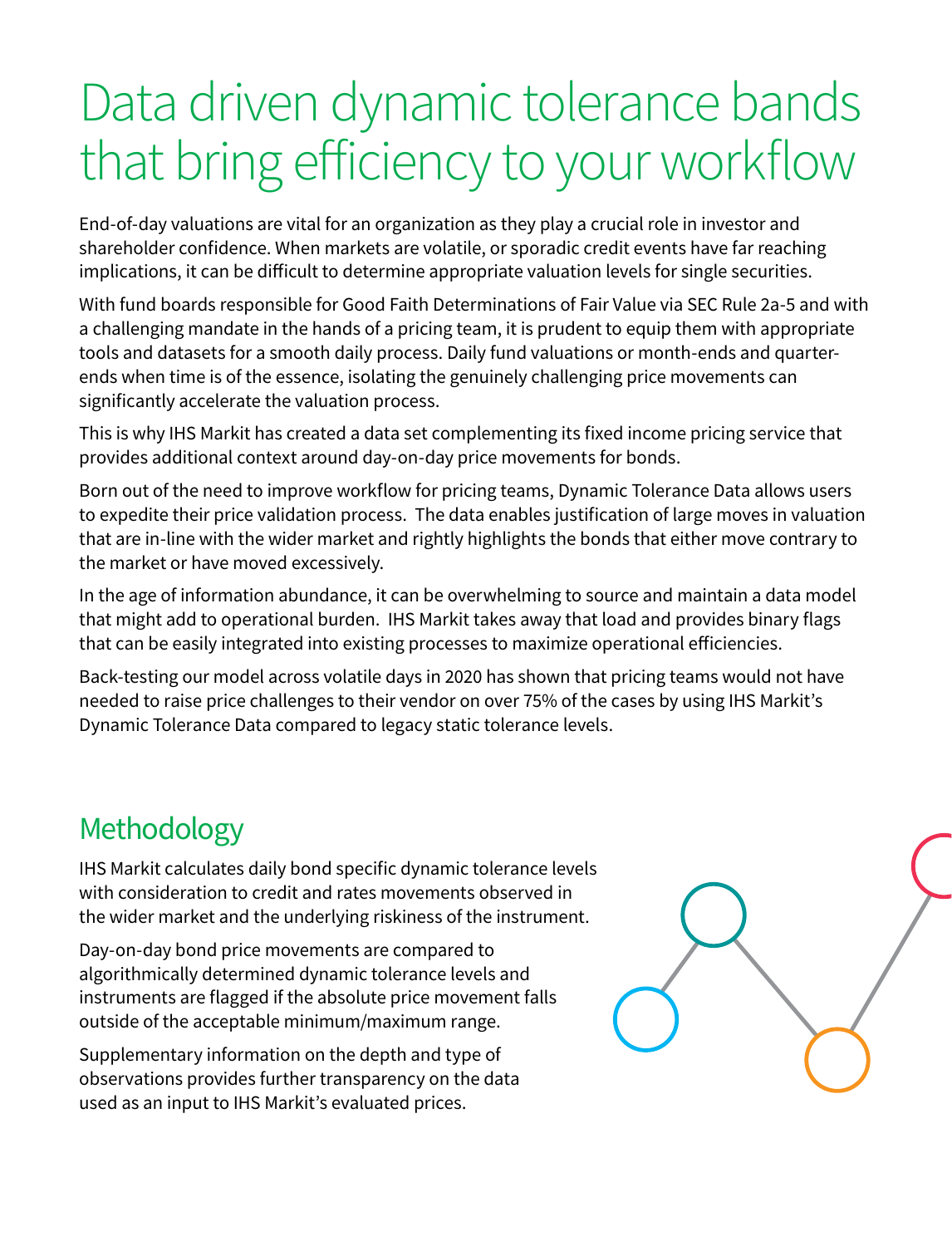# Data driven dynamic tolerance bands that bring efficiency to your workflow

End-of-day valuations are vital for an organization as they play a crucial role in investor and shareholder confidence. When markets are volatile, or sporadic credit events have far reaching implications, it can be difficult to determine appropriate valuation levels for single securities.

With fund boards responsible for Good Faith Determinations of Fair Value via SEC Rule 2a-5 and with a challenging mandate in the hands of a pricing team, it is prudent to equip them with appropriate tools and datasets for a smooth daily process. Daily fund valuations or month-ends and quarter-ends when time is of the essence, isolating the genuinely challenging price movements can significantly accelerate the valuation process.

This is why IHS Markit has created a data set complementing its fixed income pricing service that provides additional context around day-on-day price movements for bonds.

Born out of the need to improve workflow for pricing teams, Dynamic Tolerance Data allows users to expedite their price validation process. The data enables justification of large moves in valuation that are in-line with the wider market and rightly highlights the bonds that either move contrary to the market or have moved excessively.

In the age of information abundance, it can be overwhelming to source and maintain a data model that might add to operational burden. IHS Markit takes away that load and provides binary flags that can be easily integrated into existing processes to maximize operational efficiencies.

Back-testing our model across volatile days in 2020 has shown that pricing teams would not have needed to raise price challenges to their vendor on over 75% of the cases by using IHS Markit's Dynamic Tolerance Data compared to legacy static tolerance levels.

## Methodology

IHS Markit calculates daily bond specific dynamic tolerance levels with consideration to credit and rates movements observed in the wider market and the underlying riskiness of the instrument.

Day-on-day bond price movements are compared to algorithmically determined dynamic tolerance levels and instruments are flagged if the absolute price movement falls outside of the acceptable minimum/maximum range.

Supplementary information on the depth and type of observations provides further transparency on the data used as an input to IHS Markit's evaluated prices.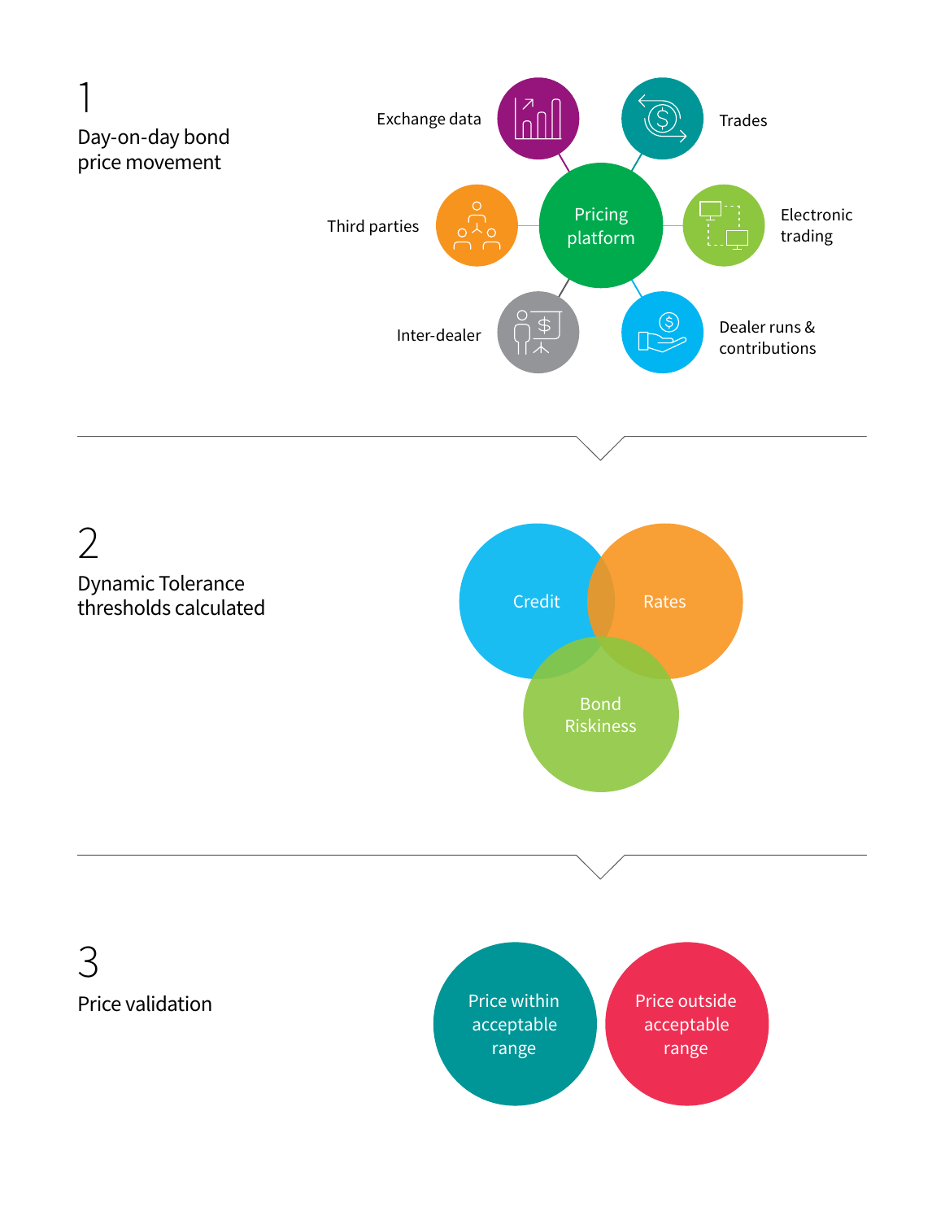## 1

### Day-on-day bond price movement

Pricing platform

- Exchange data
- Trades
- Third parties
- Electronic trading
- Inter-dealer
- Dealer runs & contributions

## 2

### Dynamic Tolerance thresholds calculated

- Credit
- Rates
- Bond Riskiness

## 3

### Price validation

- Price within acceptable range
- Price outside acceptable range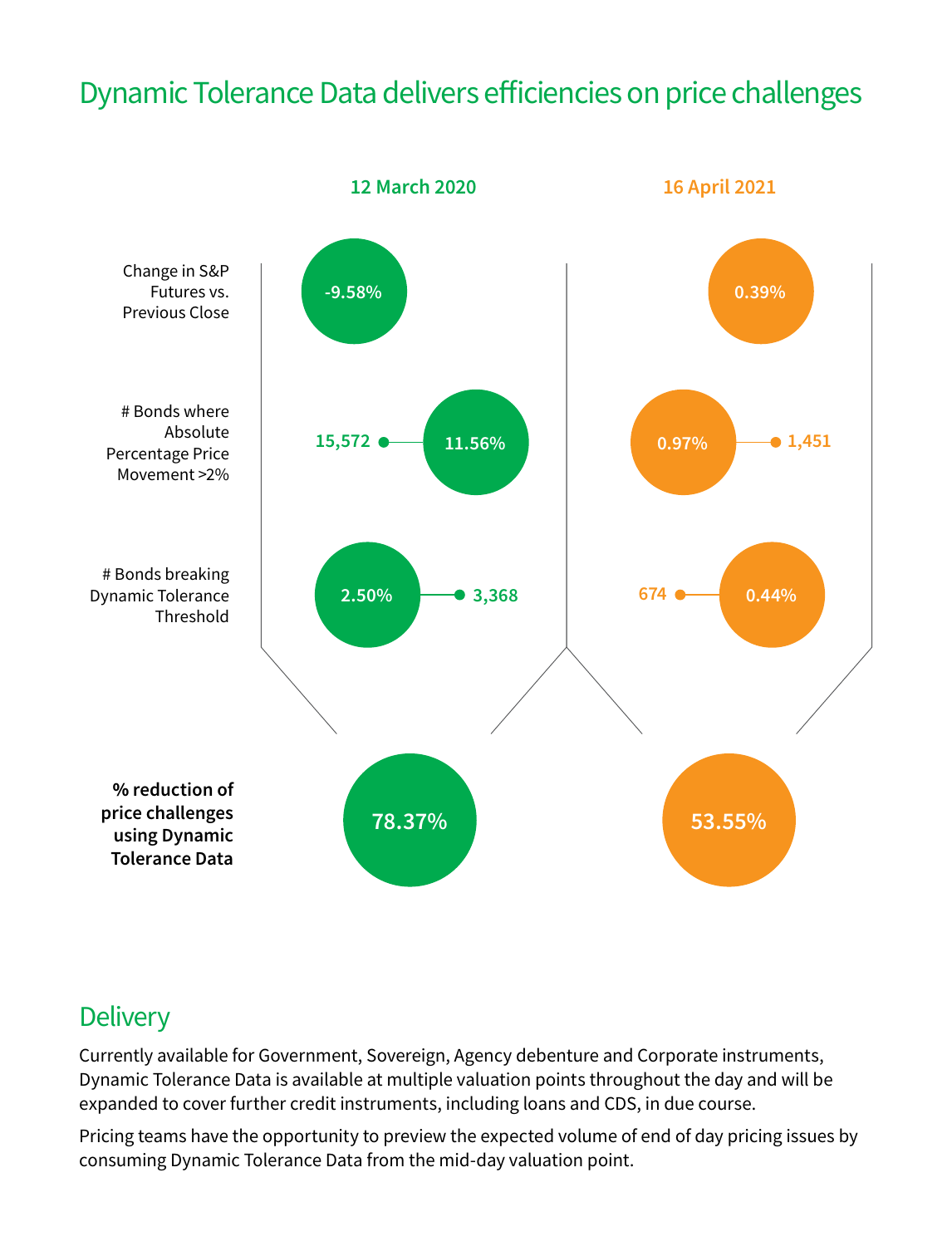# Dynamic Tolerance Data delivers efficiencies on price challenges

| | 12 March 2020 | 16 April 2021 |
|---|---|---|
| Change in S&P Futures vs. Previous Close | -9.58% | 0.39% |
| # Bonds where Absolute Percentage Price Movement >2% | 15,572 (11.56%) | 1,451 (0.97%) |
| # Bonds breaking Dynamic Tolerance Threshold | 3,368 (2.50%) | 674 (0.44%) |
| **% reduction of price challenges using Dynamic Tolerance Data** | **78.37%** | **53.55%** |

## Delivery

Currently available for Government, Sovereign, Agency debenture and Corporate instruments, Dynamic Tolerance Data is available at multiple valuation points throughout the day and will be expanded to cover further credit instruments, including loans and CDS, in due course.

Pricing teams have the opportunity to preview the expected volume of end of day pricing issues by consuming Dynamic Tolerance Data from the mid-day valuation point.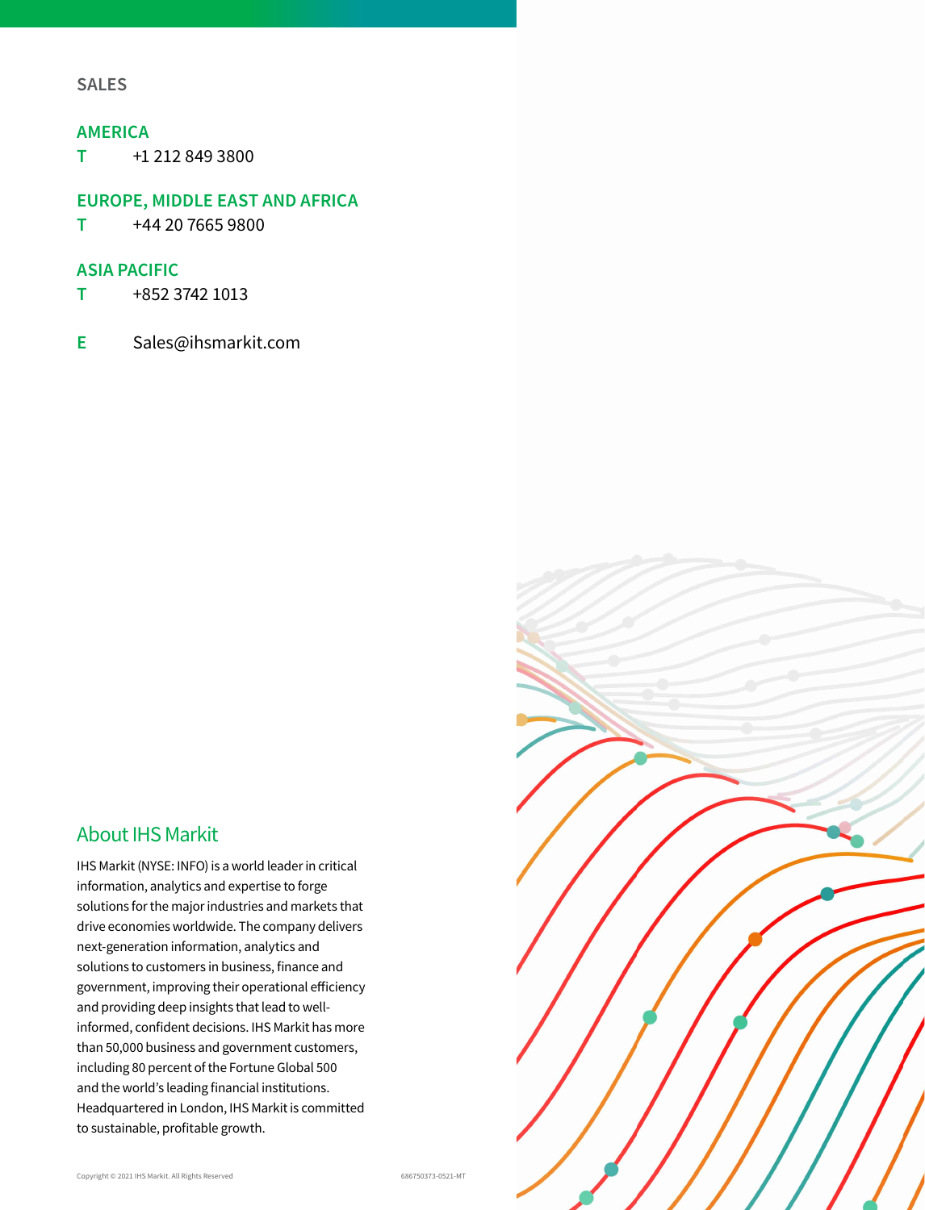## SALES

### AMERICA

**T** +1 212 849 3800

### EUROPE, MIDDLE EAST AND AFRICA

**T** +44 20 7665 9800

### ASIA PACIFIC

**T** +852 3742 1013

**E** Sales@ihsmarkit.com

## About IHS Markit

IHS Markit (NYSE: INFO) is a world leader in critical information, analytics and expertise to forge solutions for the major industries and markets that drive economies worldwide. The company delivers next-generation information, analytics and solutions to customers in business, finance and government, improving their operational efficiency and providing deep insights that lead to well-informed, confident decisions. IHS Markit has more than 50,000 business and government customers, including 80 percent of the Fortune Global 500 and the world's leading financial institutions. Headquartered in London, IHS Markit is committed to sustainable, profitable growth.

Copyright © 2021 IHS Markit. All Rights Reserved

686750373-0521-MT